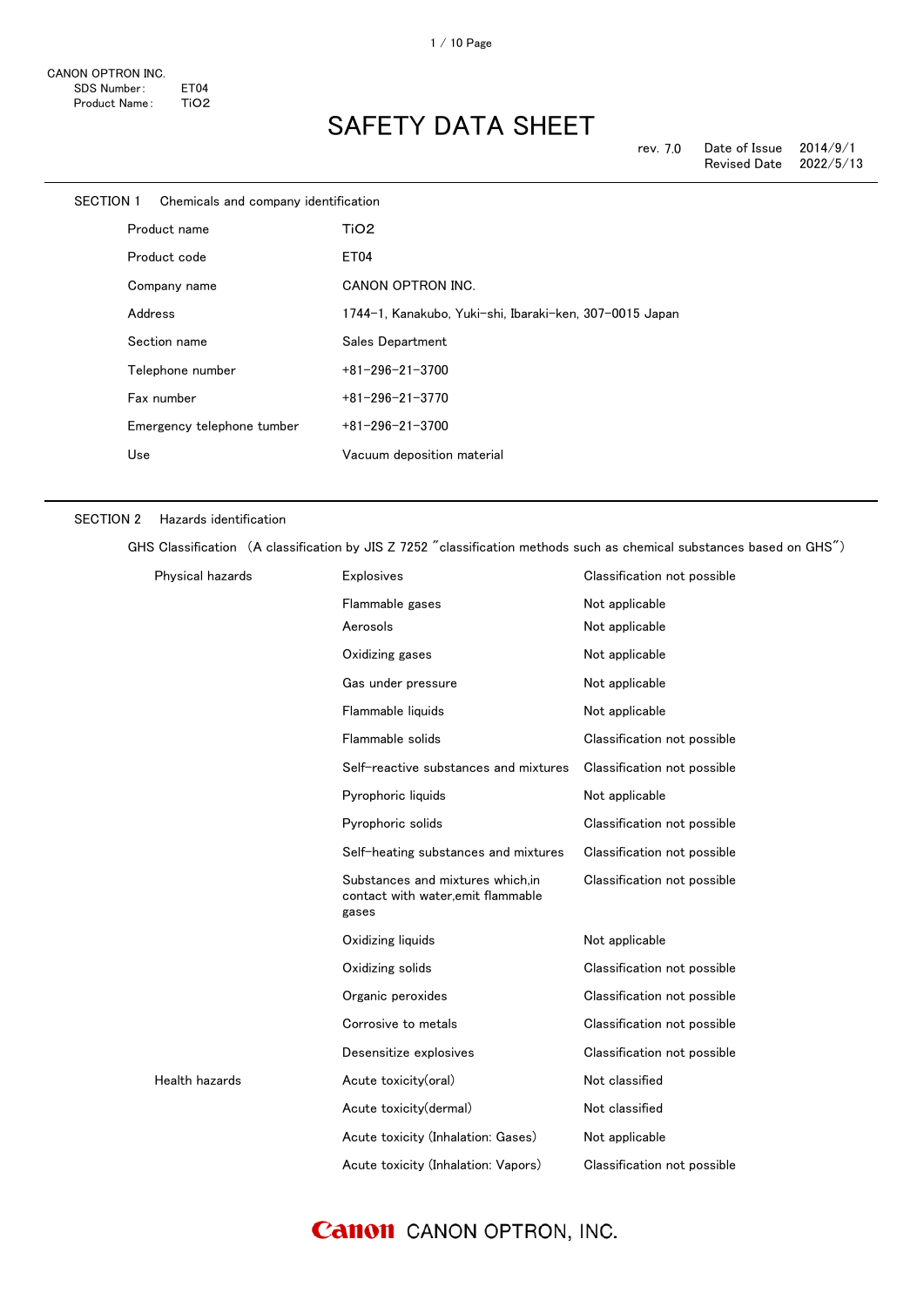CANON OPTRON INC.
SDS Number: ET04
Product Name: $TiO_2$

# SAFETY DATA SHEET

rev. 7.0 Date of Issue 2014/9/1
Revised Date 2022/5/13

## SECTION 1 Chemicals and company identification

| | |
|---|---|
| Product name | $TiO_2$ |
| Product code | ET04 |
| Company name | CANON OPTRON INC. |
| Address | 1744-1, Kanakubo, Yuki-shi, Ibaraki-ken, 307-0015 Japan |
| Section name | Sales Department |
| Telephone number | +81-296-21-3700 |
| Fax number | +81-296-21-3770 |
| Emergency telephone tumber | +81-296-21-3700 |
| Use | Vacuum deposition material |

## SECTION 2 Hazards identification

GHS Classification （A classification by JIS Z 7252 "classification methods such as chemical substances based on GHS"）

| | | |
|---|---|---|
| Physical hazards | Explosives | Classification not possible |
| | Flammable gases | Not applicable |
| | Aerosols | Not applicable |
| | Oxidizing gases | Not applicable |
| | Gas under pressure | Not applicable |
| | Flammable liquids | Not applicable |
| | Flammable solids | Classification not possible |
| | Self-reactive substances and mixtures | Classification not possible |
| | Pyrophoric liquids | Not applicable |
| | Pyrophoric solids | Classification not possible |
| | Self-heating substances and mixtures | Classification not possible |
| | Substances and mixtures which,in contact with water,emit flammable gases | Classification not possible |
| | Oxidizing liquids | Not applicable |
| | Oxidizing solids | Classification not possible |
| | Organic peroxides | Classification not possible |
| | Corrosive to metals | Classification not possible |
| | Desensitize explosives | Classification not possible |
| Health hazards | Acute toxicity(oral) | Not classified |
| | Acute toxicity(dermal) | Not classified |
| | Acute toxicity (Inhalation: Gases) | Not applicable |
| | Acute toxicity (Inhalation: Vapors) | Classification not possible |

Canon CANON OPTRON, INC.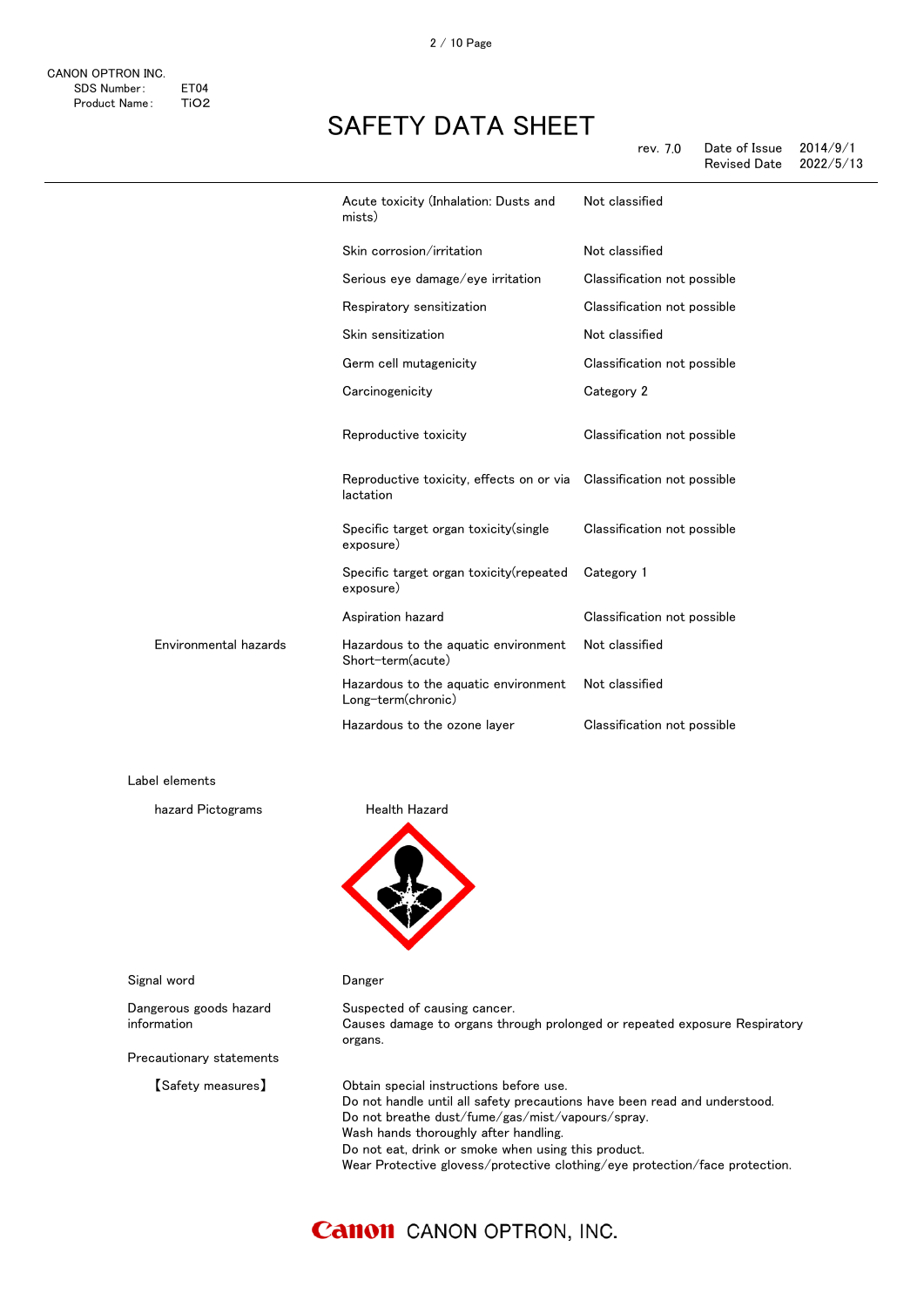| | | |
|---|---|---|
| | Acute toxicity (Inhalation: Dusts and mists) | Not classified |
| | Skin corrosion/irritation | Not classified |
| | Serious eye damage/eye irritation | Classification not possible |
| | Respiratory sensitization | Classification not possible |
| | Skin sensitization | Not classified |
| | Germ cell mutagenicity | Classification not possible |
| | Carcinogenicity | Category 2 |
| | Reproductive toxicity | Classification not possible |
| | Reproductive toxicity, effects on or via lactation | Classification not possible |
| | Specific target organ toxicity(single exposure) | Classification not possible |
| | Specific target organ toxicity(repeated exposure) | Category 1 |
| | Aspiration hazard | Classification not possible |
| Environmental hazards | Hazardous to the aquatic environment Short-term(acute) | Not classified |
| | Hazardous to the aquatic environment Long-term(chronic) | Not classified |
| | Hazardous to the ozone layer | Classification not possible |

Label elements

hazard Pictograms: Health Hazard

Signal word: Danger

Dangerous goods hazard information:
Suspected of causing cancer.
Causes damage to organs through prolonged or repeated exposure Respiratory organs.

Precautionary statements

【Safety measures】
Obtain special instructions before use.
Do not handle until all safety precautions have been read and understood.
Do not breathe dust/fume/gas/mist/vapours/spray.
Wash hands thoroughly after handling.
Do not eat, drink or smoke when using this product.
Wear Protective glovess/protective clothing/eye protection/face protection.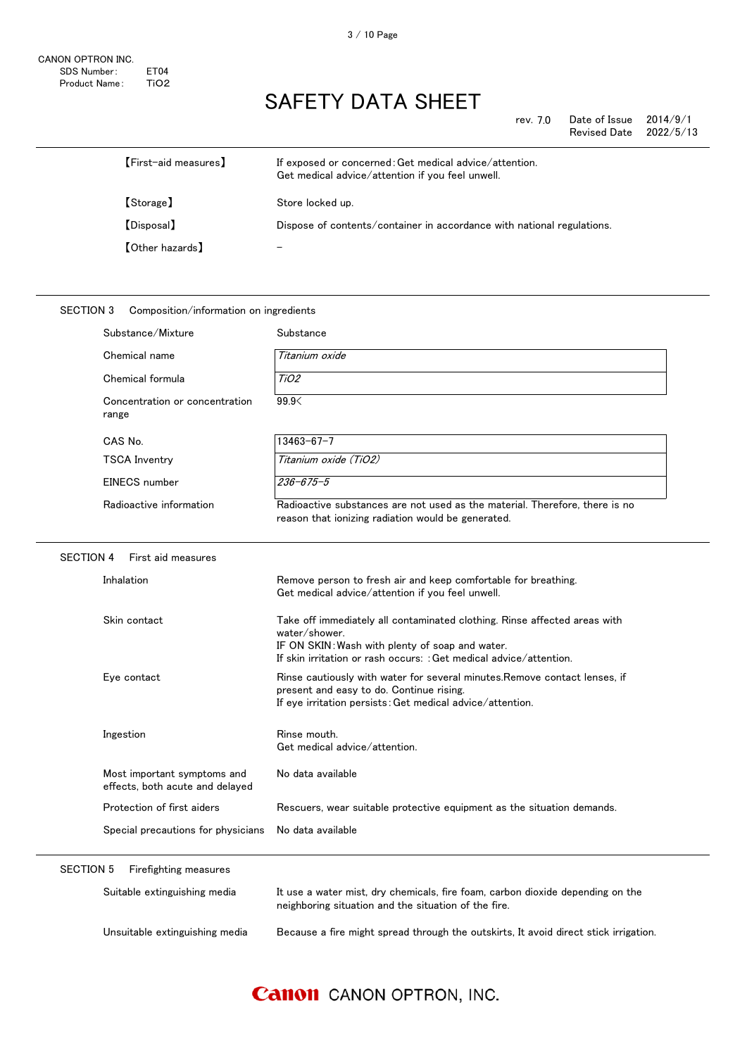| | |
|---|---|
| 【First-aid measures】 | If exposed or concerned : Get medical advice/attention.<br>Get medical advice/attention if you feel unwell. |
| 【Storage】 | Store locked up. |
| 【Disposal】 | Dispose of contents/container in accordance with national regulations. |
| 【Other hazards】 | – |

## SECTION 3 Composition/information on ingredients

| | |
|---|---|
| Substance/Mixture | Substance |
| Chemical name | *Titanium oxide* |
| Chemical formula | *$TiO_2$* |
| Concentration or concentration range | 99.9< |
| CAS No. | 13463-67-7 |
| TSCA Inventry | *Titanium oxide ($TiO_2$)* |
| EINECS number | *236-675-5* |
| Radioactive information | Radioactive substances are not used as the material. Therefore, there is no reason that ionizing radiation would be generated. |

## SECTION 4 First aid measures

| | |
|---|---|
| Inhalation | Remove person to fresh air and keep comfortable for breathing.<br>Get medical advice/attention if you feel unwell. |
| Skin contact | Take off immediately all contaminated clothing. Rinse affected areas with water/shower.<br>IF ON SKIN : Wash with plenty of soap and water.<br>If skin irritation or rash occurs: : Get medical advice/attention. |
| Eye contact | Rinse cautiously with water for several minutes.Remove contact lenses, if present and easy to do. Continue rising.<br>If eye irritation persists : Get medical advice/attention. |
| Ingestion | Rinse mouth.<br>Get medical advice/attention. |
| Most important symptoms and effects, both acute and delayed | No data available |
| Protection of first aiders | Rescuers, wear suitable protective equipment as the situation demands. |
| Special precautions for physicians | No data available |

## SECTION 5 Firefighting measures

| | |
|---|---|
| Suitable extinguishing media | It use a water mist, dry chemicals, fire foam, carbon dioxide depending on the neighboring situation and the situation of the fire. |
| Unsuitable extinguishing media | Because a fire might spread through the outskirts, It avoid direct stick irrigation. |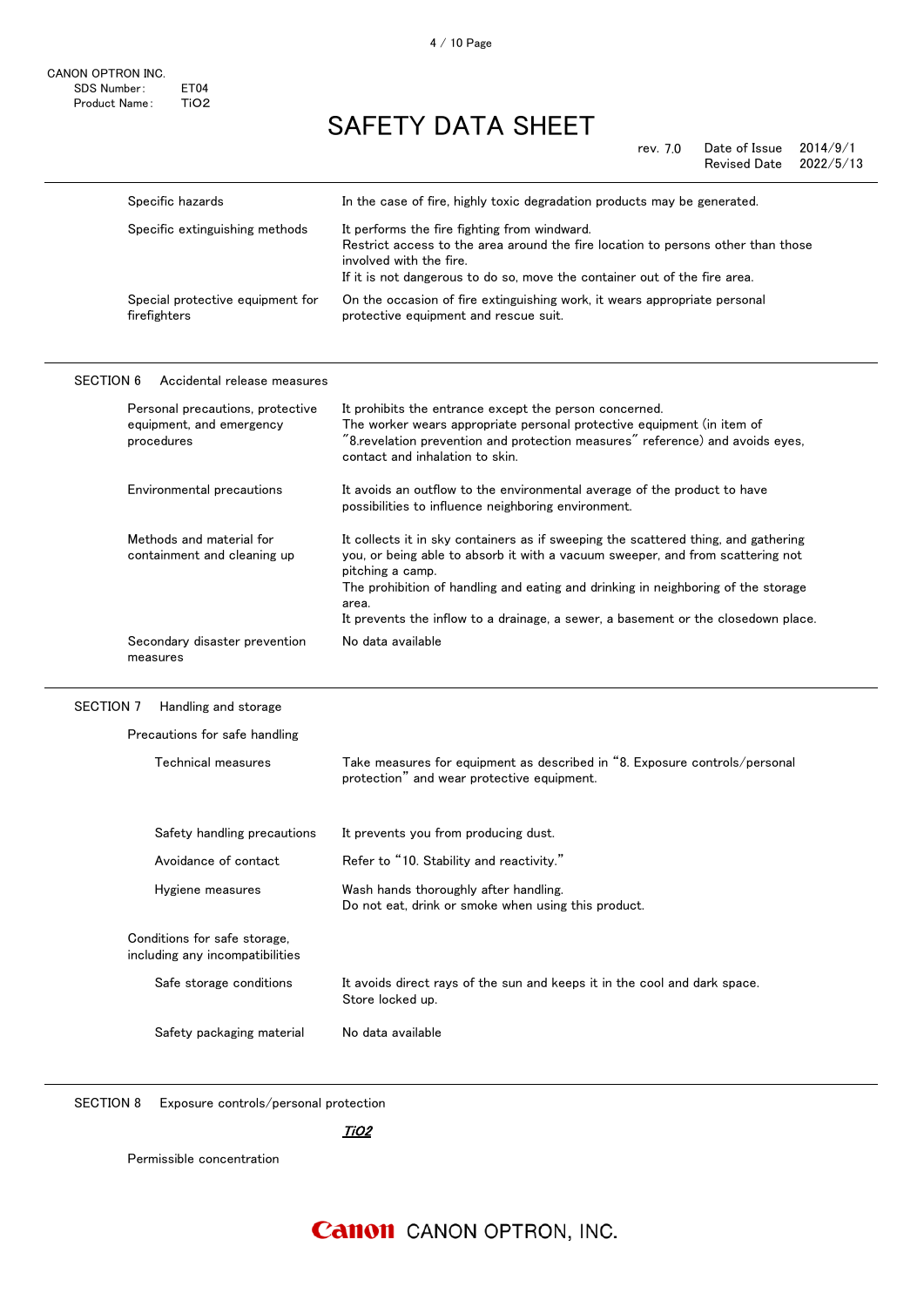| | |
|---|---|
| Specific hazards | In the case of fire, highly toxic degradation products may be generated. |
| Specific extinguishing methods | It performs the fire fighting from windward.<br>Restrict access to the area around the fire location to persons other than those involved with the fire.<br>If it is not dangerous to do so, move the container out of the fire area. |
| Special protective equipment for firefighters | On the occasion of fire extinguishing work, it wears appropriate personal protective equipment and rescue suit. |

## SECTION 6 Accidental release measures

| | |
|---|---|
| Personal precautions, protective equipment, and emergency procedures | It prohibits the entrance except the person concerned.<br>The worker wears appropriate personal protective equipment (in item of ″8.revelation prevention and protection measures″ reference) and avoids eyes, contact and inhalation to skin. |
| Environmental precautions | It avoids an outflow to the environmental average of the product to have possibilities to influence neighboring environment. |
| Methods and material for containment and cleaning up | It collects it in sky containers as if sweeping the scattered thing, and gathering you, or being able to absorb it with a vacuum sweeper, and from scattering not pitching a camp.<br>The prohibition of handling and eating and drinking in neighboring of the storage area.<br>It prevents the inflow to a drainage, a sewer, a basement or the closedown place. |
| Secondary disaster prevention measures | No data available |

## SECTION 7 Handling and storage

Precautions for safe handling

| | |
|---|---|
| Technical measures | Take measures for equipment as described in “8. Exposure controls/personal protection” and wear protective equipment. |
| Safety handling precautions | It prevents you from producing dust. |
| Avoidance of contact | Refer to “10. Stability and reactivity.” |
| Hygiene measures | Wash hands thoroughly after handling.<br>Do not eat, drink or smoke when using this product. |

Conditions for safe storage, including any incompatibilities

| | |
|---|---|
| Safe storage conditions | It avoids direct rays of the sun and keeps it in the cool and dark space.<br>Store locked up. |
| Safety packaging material | No data available |

## SECTION 8 Exposure controls/personal protection

*TiO2*

Permissible concentration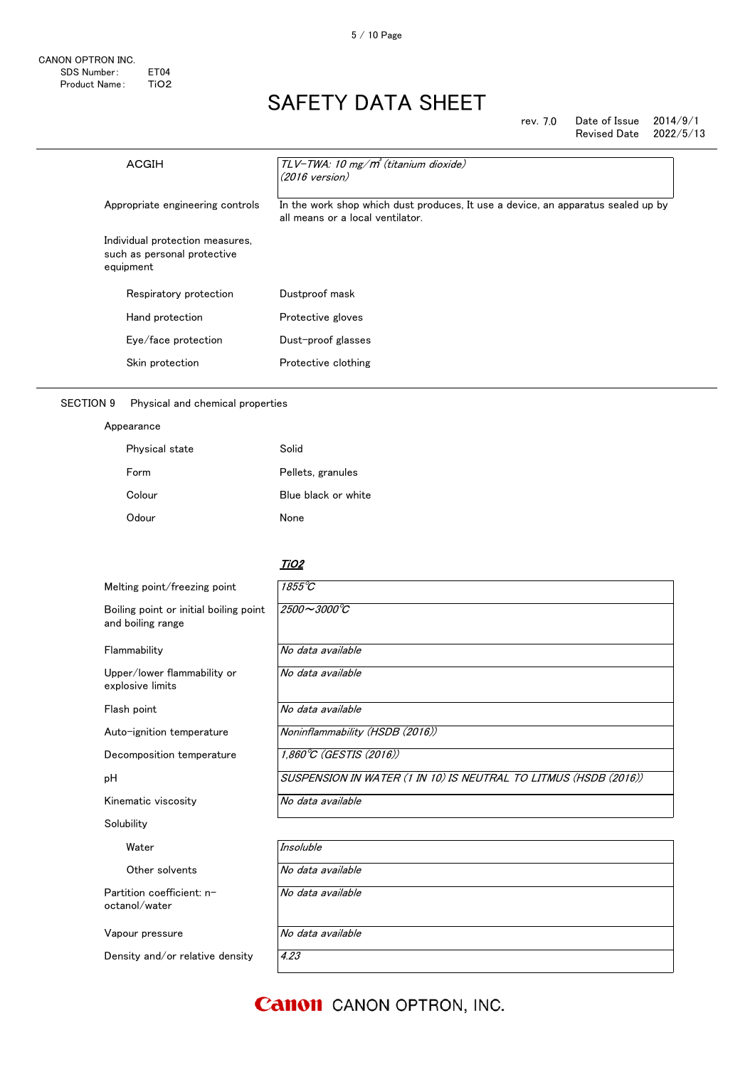| | |
|---|---|
| ACGIH | *TLV-TWA: 10 mg/m³ (titanium dioxide) (2016 version)* |
| Appropriate engineering controls | In the work shop which dust produces, It use a device, an apparatus sealed up by all means or a local ventilator. |
| Individual protection measures, such as personal protective equipment | |
| Respiratory protection | Dustproof mask |
| Hand protection | Protective gloves |
| Eye/face protection | Dust-proof glasses |
| Skin protection | Protective clothing |

## SECTION 9 Physical and chemical properties

Appearance

| | |
|---|---|
| Physical state | Solid |
| Form | Pellets, granules |
| Colour | Blue black or white |
| Odour | None |

| | *TiO2* |
|---|---|
| Melting point/freezing point | *1855℃* |
| Boiling point or initial boiling point and boiling range | *2500～3000℃* |
| Flammability | *No data available* |
| Upper/lower flammability or explosive limits | *No data available* |
| Flash point | *No data available* |
| Auto-ignition temperature | *Noninflammability (HSDB (2016))* |
| Decomposition temperature | *1,860℃ (GESTIS (2016))* |
| pH | *SUSPENSION IN WATER (1 IN 10) IS NEUTRAL TO LITMUS (HSDB (2016))* |
| Kinematic viscosity | *No data available* |
| Solubility | |
| Water | *Insoluble* |
| Other solvents | *No data available* |
| Partition coefficient: n-octanol/water | *No data available* |
| Vapour pressure | *No data available* |
| Density and/or relative density | *4.23* |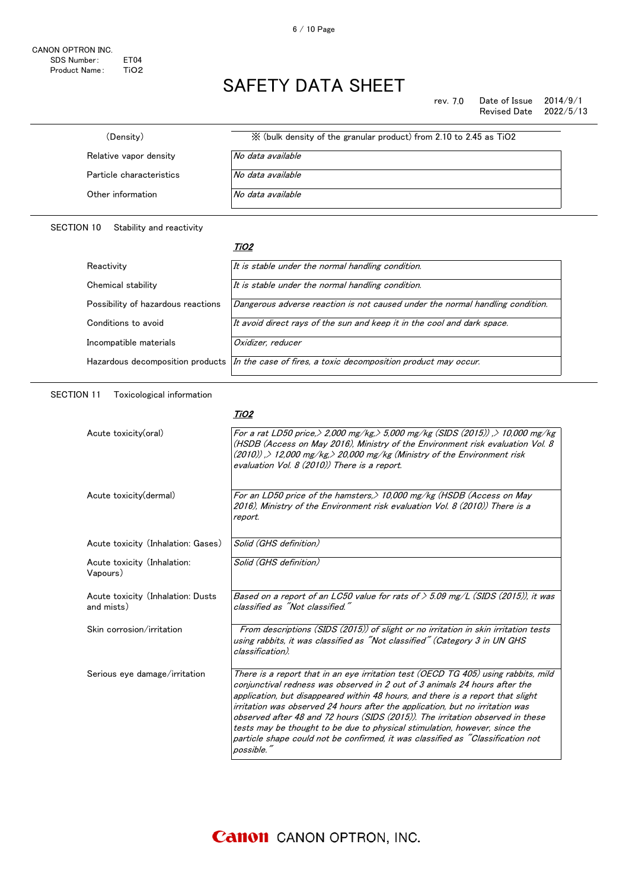| | |
|---|---|
| (Density) | ※ (bulk density of the granular product) from 2.10 to 2.45 as $TiO_2$ |
| Relative vapor density | *No data available* |
| Particle characteristics | *No data available* |
| Other information | *No data available* |

## SECTION 10 Stability and reactivity

***TiO2***

| | |
|---|---|
| Reactivity | *It is stable under the normal handling condition.* |
| Chemical stability | *It is stable under the normal handling condition.* |
| Possibility of hazardous reactions | *Dangerous adverse reaction is not caused under the normal handling condition.* |
| Conditions to avoid | *It avoid direct rays of the sun and keep it in the cool and dark space.* |
| Incompatible materials | *Oxidizer, reducer* |
| Hazardous decomposition products | *In the case of fires, a toxic decomposition product may occur.* |

## SECTION 11 Toxicological information

***TiO2***

| | |
|---|---|
| Acute toxicity(oral) | *For a rat LD50 price,> 2,000 mg/kg,> 5,000 mg/kg (SIDS (2015)) ,> 10,000 mg/kg (HSDB (Access on May 2016), Ministry of the Environment risk evaluation Vol. 8 (2010)) ,> 12,000 mg/kg,> 20,000 mg/kg (Ministry of the Environment risk evaluation Vol. 8 (2010)) There is a report.* |
| Acute toxicity(dermal) | *For an LD50 price of the hamsters,> 10,000 mg/kg (HSDB (Access on May 2016), Ministry of the Environment risk evaluation Vol. 8 (2010)) There is a report.* |
| Acute toxicity (Inhalation: Gases) | *Solid (GHS definition)* |
| Acute toxicity (Inhalation: Vapours) | *Solid (GHS definition)* |
| Acute toxicity (Inhalation: Dusts and mists) | *Based on a report of an LC50 value for rats of > 5.09 mg/L (SIDS (2015)), it was classified as "Not classified."* |
| Skin corrosion/irritation | *From descriptions (SIDS (2015)) of slight or no irritation in skin irritation tests using rabbits, it was classified as "Not classified" (Category 3 in UN GHS classification).* |
| Serious eye damage/irritation | *There is a report that in an eye irritation test (OECD TG 405) using rabbits, mild conjunctival redness was observed in 2 out of 3 animals 24 hours after the application, but disappeared within 48 hours, and there is a report that slight irritation was observed 24 hours after the application, but no irritation was observed after 48 and 72 hours (SIDS (2015)). The irritation observed in these tests may be thought to be due to physical stimulation, however, since the particle shape could not be confirmed, it was classified as "Classification not possible."* |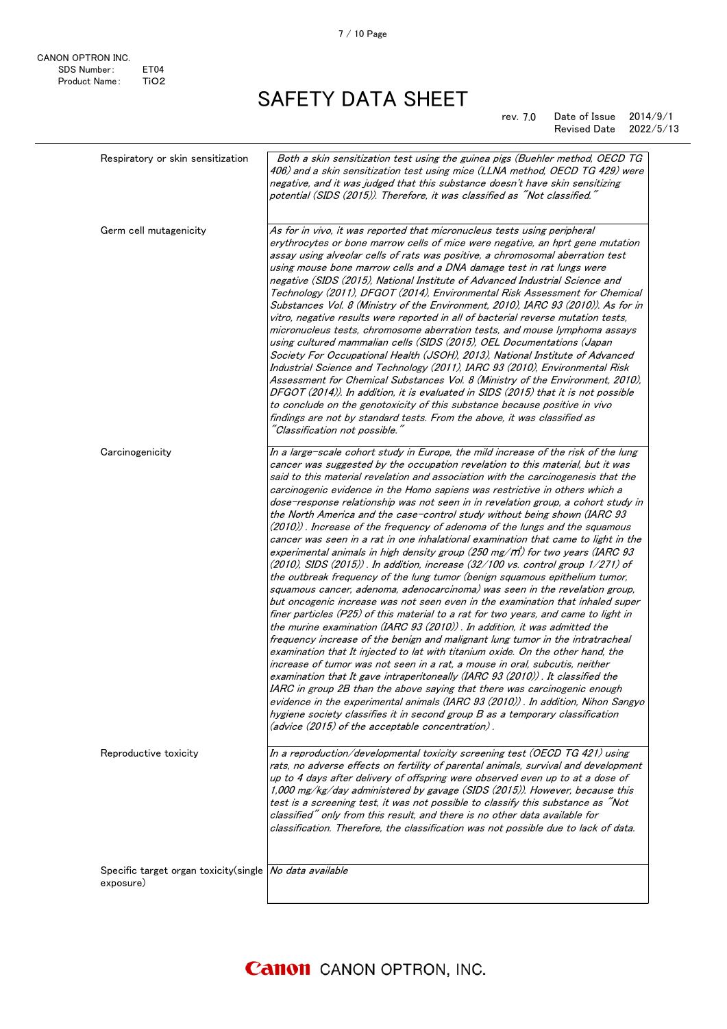| | |
|---|---|
| Respiratory or skin sensitization | *Both a skin sensitization test using the guinea pigs (Buehler method, OECD TG 406) and a skin sensitization test using mice (LLNA method, OECD TG 429) were negative, and it was judged that this substance doesn't have skin sensitizing potential (SIDS (2015)). Therefore, it was classified as "Not classified."* |
| Germ cell mutagenicity | *As for in vivo, it was reported that micronucleus tests using peripheral erythrocytes or bone marrow cells of mice were negative, an hprt gene mutation assay using alveolar cells of rats was positive, a chromosomal aberration test using mouse bone marrow cells and a DNA damage test in rat lungs were negative (SIDS (2015), National Institute of Advanced Industrial Science and Technology (2011), DFGOT (2014), Environmental Risk Assessment for Chemical Substances Vol. 8 (Ministry of the Environment, 2010), IARC 93 (2010)). As for in vitro, negative results were reported in all of bacterial reverse mutation tests, micronucleus tests, chromosome aberration tests, and mouse lymphoma assays using cultured mammalian cells (SIDS (2015), OEL Documentations (Japan Society For Occupational Health (JSOH), 2013), National Institute of Advanced Industrial Science and Technology (2011), IARC 93 (2010), Environmental Risk Assessment for Chemical Substances Vol. 8 (Ministry of the Environment, 2010), DFGOT (2014)). In addition, it is evaluated in SIDS (2015) that it is not possible to conclude on the genotoxicity of this substance because positive in vivo findings are not by standard tests. From the above, it was classified as "Classification not possible."* |
| Carcinogenicity | *In a large-scale cohort study in Europe, the mild increase of the risk of the lung cancer was suggested by the occupation revelation to this material, but it was said to this material revelation and association with the carcinogenesis that the carcinogenic evidence in the Homo sapiens was restrictive in others which a dose-response relationship was not seen in in revelation group, a cohort study in the North America and the case-control study without being shown (IARC 93 (2010)). Increase of the frequency of adenoma of the lungs and the squamous cancer was seen in a rat in one inhalational examination that came to light in the experimental animals in high density group (250 mg/m³) for two years (IARC 93 (2010), SIDS (2015)). In addition, increase (32/100 vs. control group 1/271) of the outbreak frequency of the lung tumor (benign squamous epithelium tumor, squamous cancer, adenoma, adenocarcinoma) was seen in the revelation group, but oncogenic increase was not seen even in the examination that inhaled super finer particles (P25) of this material to a rat for two years, and came to light in the murine examination (IARC 93 (2010)). In addition, it was admitted the frequency increase of the benign and malignant lung tumor in the intratracheal examination that It injected to lat with titanium oxide. On the other hand, the increase of tumor was not seen in a rat, a mouse in oral, subcutis, neither examination that It gave intraperitoneally (IARC 93 (2010)). It classified the IARC in group 2B than the above saying that there was carcinogenic enough evidence in the experimental animals (IARC 93 (2010)). In addition, Nihon Sangyo hygiene society classifies it in second group B as a temporary classification (advice (2015) of the acceptable concentration).* |
| Reproductive toxicity | *In a reproduction/developmental toxicity screening test (OECD TG 421) using rats, no adverse effects on fertility of parental animals, survival and development up to 4 days after delivery of offspring were observed even up to at a dose of 1,000 mg/kg/day administered by gavage (SIDS (2015)). However, because this test is a screening test, it was not possible to classify this substance as "Not classified" only from this result, and there is no other data available for classification. Therefore, the classification was not possible due to lack of data.* |
| Specific target organ toxicity(single exposure) | *No data available* |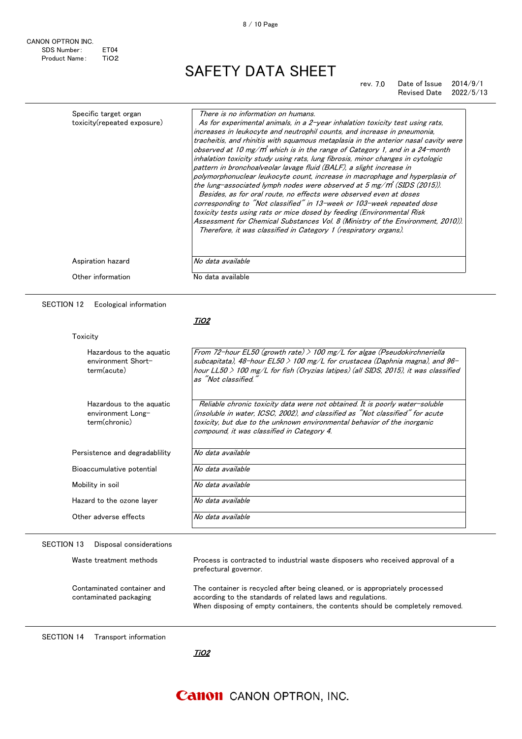| Specific target organ toxicity(repeated exposure) | *There is no information on humans. As for experimental animals, in a 2-year inhalation toxicity test using rats, increases in leukocyte and neutrophil counts, and increase in pneumonia, tracheitis, and rhinitis with squamous metaplasia in the anterior nasal cavity were observed at 10 mg/m³ which is in the range of Category 1, and in a 24-month inhalation toxicity study using rats, lung fibrosis, minor changes in cytologic pattern in bronchoalveolar lavage fluid (BALF), a slight increase in polymorphonuclear leukocyte count, increase in macrophage and hyperplasia of the lung-associated lymph nodes were observed at 5 mg/m³ (SIDS (2015)). Besides, as for oral route, no effects were observed even at doses corresponding to "Not classified" in 13-week or 103-week repeated dose toxicity tests using rats or mice dosed by feeding (Environmental Risk Assessment for Chemical Substances Vol. 8 (Ministry of the Environment, 2010)). Therefore, it was classified in Category 1 (respiratory organs).* |
|---|---|
| Aspiration hazard | *No data available* |

Other information: No data available

## SECTION 12 Ecological information

***TiO2***

Toxicity

| Hazardous to the aquatic environment Short-term(acute) | *From 72-hour EL50 (growth rate) > 100 mg/L for algae (Pseudokirchneriella subcapitata), 48-hour EL50 > 100 mg/L for crustacea (Daphnia magna), and 96-hour LL50 > 100 mg/L for fish (Oryzias latipes) (all SIDS, 2015), it was classified as "Not classified."* |
|---|---|
| Hazardous to the aquatic environment Long-term(chronic) | *Reliable chronic toxicity data were not obtained. It is poorly water-soluble (insoluble in water, ICSC, 2002), and classified as "Not classified" for acute toxicity, but due to the unknown environmental behavior of the inorganic compound, it was classified in Category 4.* |
| Persistence and degradablility | *No data available* |
| Bioaccumulative potential | *No data available* |
| Mobility in soil | *No data available* |
| Hazard to the ozone layer | *No data available* |
| Other adverse effects | *No data available* |

## SECTION 13 Disposal considerations

Waste treatment methods: Process is contracted to industrial waste disposers who received approval of a prefectural governor.

Contaminated container and contaminated packaging: The container is recycled after being cleaned, or is appropriately processed according to the standards of related laws and regulations. When disposing of empty containers, the contents should be completely removed.

## SECTION 14 Transport information

***TiO2***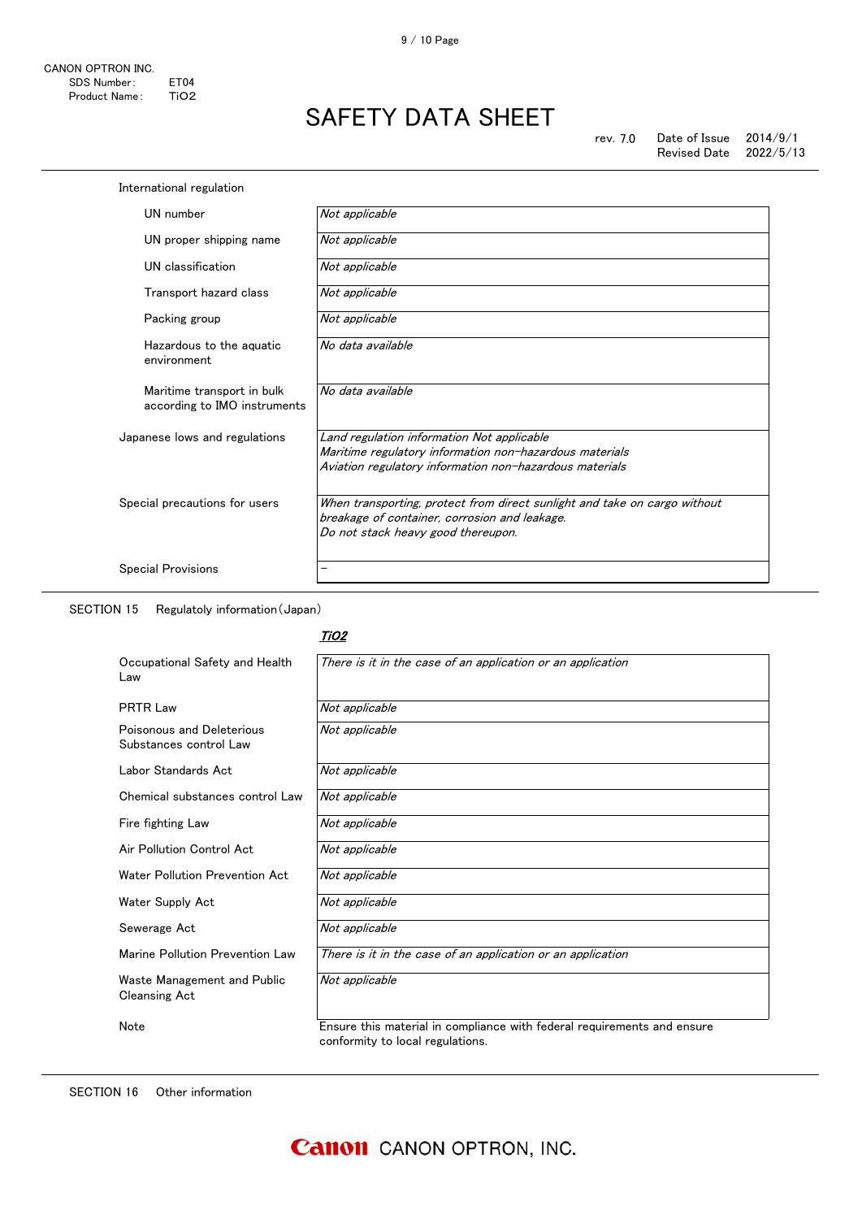International regulation

| | |
|---|---|
| UN number | *Not applicable* |
| UN proper shipping name | *Not applicable* |
| UN classification | *Not applicable* |
| Transport hazard class | *Not applicable* |
| Packing group | *Not applicable* |
| Hazardous to the aquatic environment | *No data available* |
| Maritime transport in bulk according to IMO instruments | *No data available* |
| Japanese lows and regulations | *Land regulation information Not applicable*<br>*Maritime regulatory information non-hazardous materials*<br>*Aviation regulatory information non-hazardous materials* |
| Special precautions for users | *When transporting, protect from direct sunlight and take on cargo without breakage of container, corrosion and leakage.*<br>*Do not stack heavy good thereupon.* |
| Special Provisions | – |

SECTION 15　Regulatoly information（Japan）

| | ***TiO2*** |
|---|---|
| Occupational Safety and Health Law | *There is it in the case of an application or an application* |
| PRTR Law | *Not applicable* |
| Poisonous and Deleterious Substances control Law | *Not applicable* |
| Labor Standards Act | *Not applicable* |
| Chemical substances control Law | *Not applicable* |
| Fire fighting Law | *Not applicable* |
| Air Pollution Control Act | *Not applicable* |
| Water Pollution Prevention Act | *Not applicable* |
| Water Supply Act | *Not applicable* |
| Sewerage Act | *Not applicable* |
| Marine Pollution Prevention Law | *There is it in the case of an application or an application* |
| Waste Management and Public Cleansing Act | *Not applicable* |
| Note | Ensure this material in compliance with federal requirements and ensure conformity to local regulations. |

SECTION 16　Other information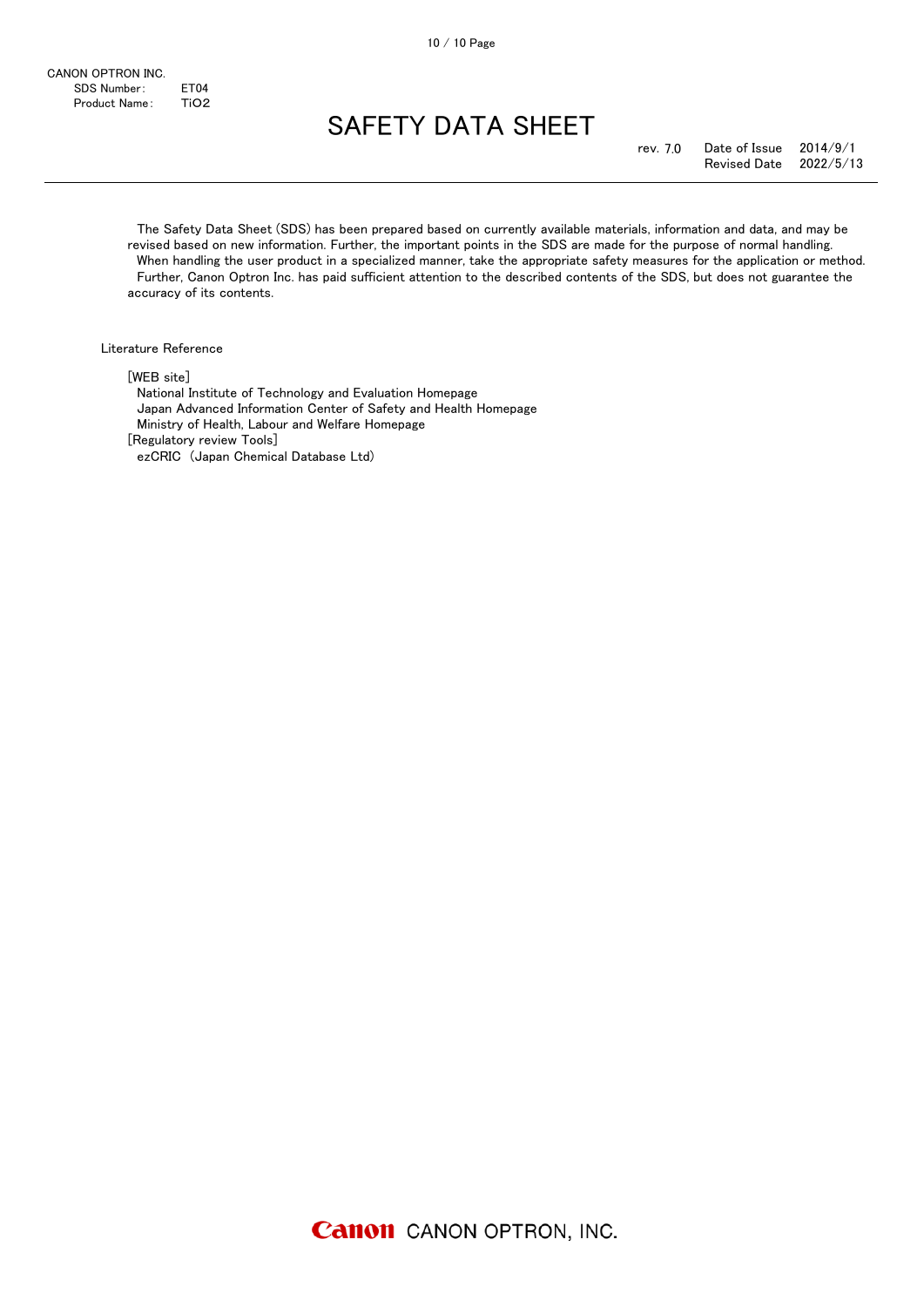The Safety Data Sheet (SDS) has been prepared based on currently available materials, information and data, and may be revised based on new information. Further, the important points in the SDS are made for the purpose of normal handling.
When handling the user product in a specialized manner, take the appropriate safety measures for the application or method.
Further, Canon Optron Inc. has paid sufficient attention to the described contents of the SDS, but does not guarantee the accuracy of its contents.

Literature Reference

[WEB site]
National Institute of Technology and Evaluation Homepage
Japan Advanced Information Center of Safety and Health Homepage
Ministry of Health, Labour and Welfare Homepage
[Regulatory review Tools]
ezCRIC（Japan Chemical Database Ltd）